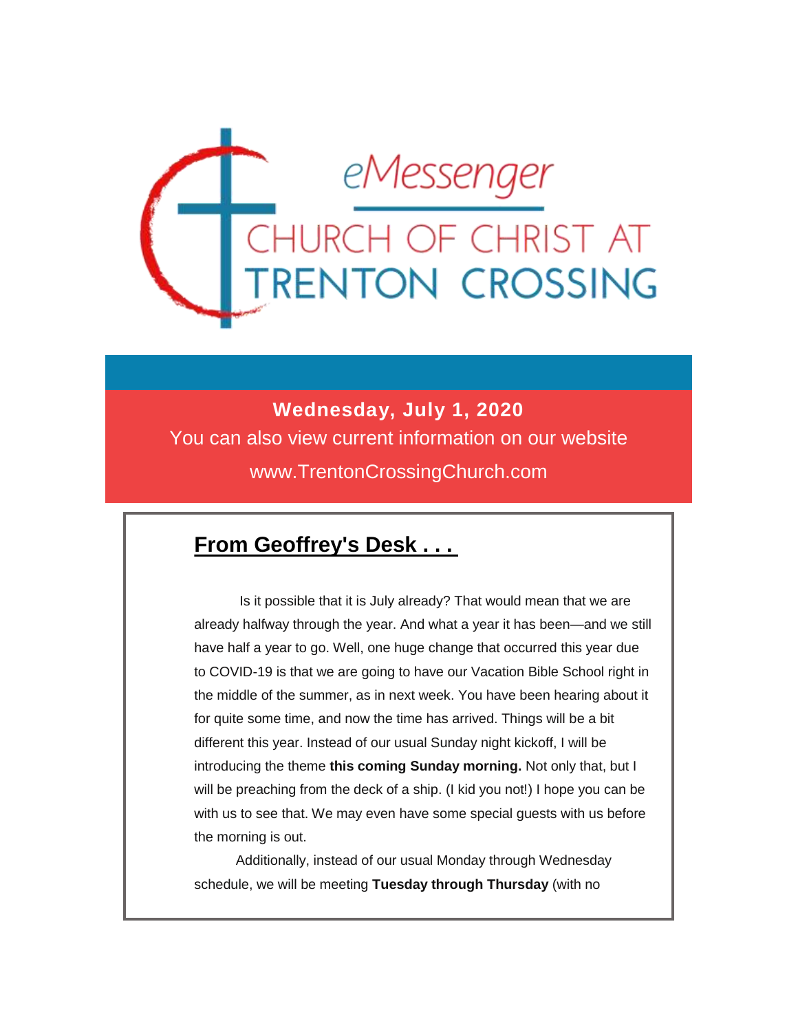# eMessenger

## CHURCH OF CHRIST AT TRENTON CROSSING

**Wednesday, July 1, 2020**

You can also view current information on our website

www.TrentonCrossingChurch.com

## From Geoffrey's Desk . . .

Is it possible that it is July already? That would mean that we are already halfway through the year. And what a year it has been—and we still have half a year to go. Well, one huge change that occurred this year due to COVID-19 is that we are going to have our Vacation Bible School right in the middle of the summer, as in next week. You have been hearing about it for quite some time, and now the time has arrived. Things will be a bit different this year. Instead of our usual Sunday night kickoff, I will be introducing the theme **this coming Sunday morning.** Not only that, but I will be preaching from the deck of a ship. (I kid you not!) I hope you can be with us to see that. We may even have some special guests with us before the morning is out.

Additionally, instead of our usual Monday through Wednesday schedule, we will be meeting **Tuesday through Thursday** (with no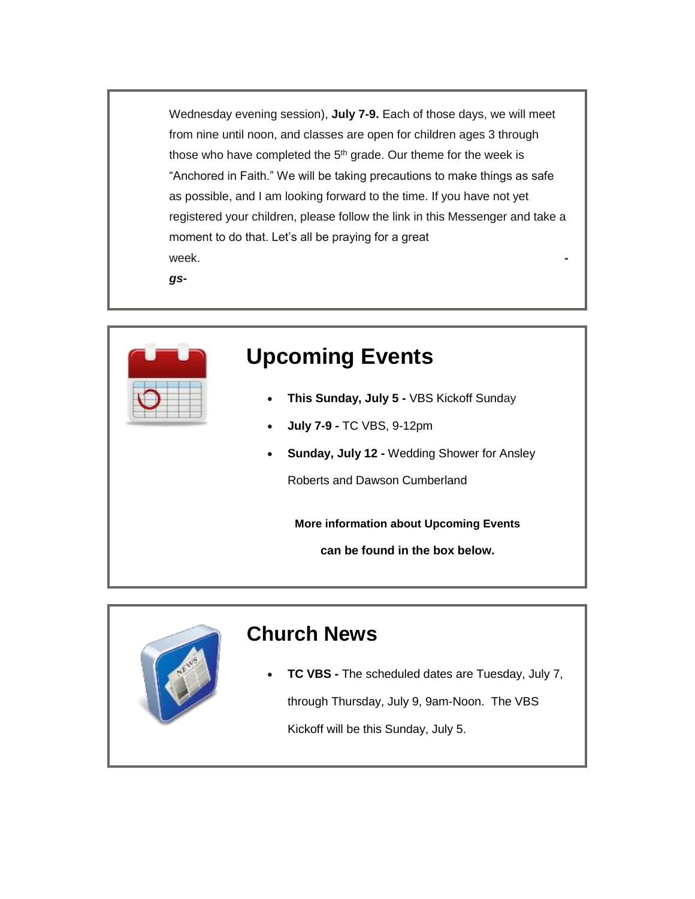Wednesday evening session), **July 7-9.** Each of those days, we will meet from nine until noon, and classes are open for children ages 3 through those who have completed the 5th grade. Our theme for the week is "Anchored in Faith." We will be taking precautions to make things as safe as possible, and I am looking forward to the time. If you have not yet registered your children, please follow the link in this Messenger and take a moment to do that. Let's all be praying for a great week. ***-gs-***

# Upcoming Events

- **This Sunday, July 5 -** VBS Kickoff Sunday
- **July 7-9 -** TC VBS, 9-12pm
- **Sunday, July 12 -** Wedding Shower for Ansley Roberts and Dawson Cumberland

**More information about Upcoming Events can be found in the box below.**

# Church News

- **TC VBS -** The scheduled dates are Tuesday, July 7, through Thursday, July 9, 9am-Noon. The VBS Kickoff will be this Sunday, July 5.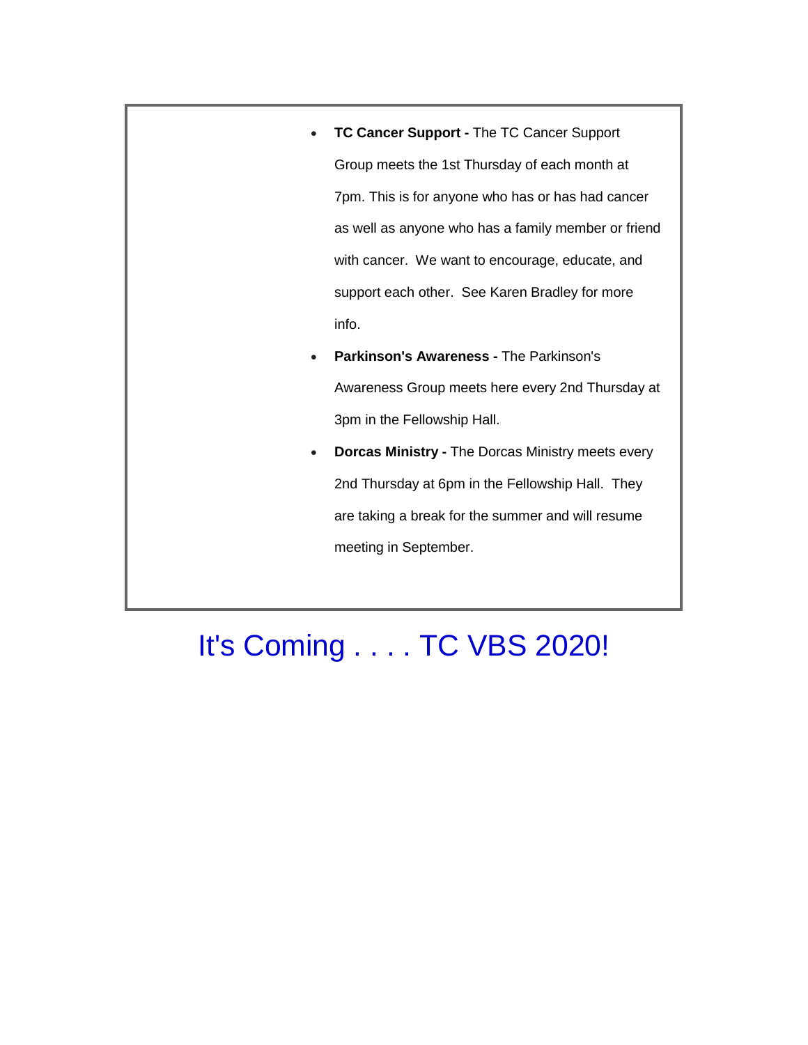- **TC Cancer Support -** The TC Cancer Support Group meets the 1st Thursday of each month at 7pm. This is for anyone who has or has had cancer as well as anyone who has a family member or friend with cancer. We want to encourage, educate, and support each other. See Karen Bradley for more info.
- **Parkinson's Awareness -** The Parkinson's Awareness Group meets here every 2nd Thursday at 3pm in the Fellowship Hall.
- **Dorcas Ministry -** The Dorcas Ministry meets every 2nd Thursday at 6pm in the Fellowship Hall. They are taking a break for the summer and will resume meeting in September.

# It's Coming . . . . TC VBS 2020!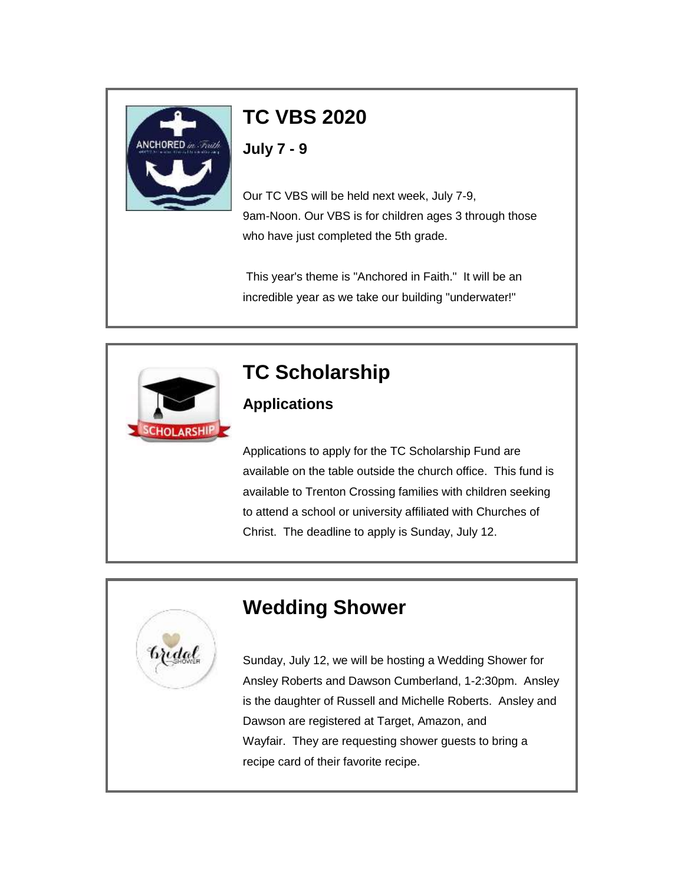## TC VBS 2020

### July 7 - 9

Our TC VBS will be held next week, July 7-9, 9am-Noon. Our VBS is for children ages 3 through those who have just completed the 5th grade.

This year's theme is "Anchored in Faith." It will be an incredible year as we take our building "underwater!"

## TC Scholarship

### Applications

Applications to apply for the TC Scholarship Fund are available on the table outside the church office. This fund is available to Trenton Crossing families with children seeking to attend a school or university affiliated with Churches of Christ. The deadline to apply is Sunday, July 12.

## Wedding Shower

Sunday, July 12, we will be hosting a Wedding Shower for Ansley Roberts and Dawson Cumberland, 1-2:30pm. Ansley is the daughter of Russell and Michelle Roberts. Ansley and Dawson are registered at Target, Amazon, and Wayfair. They are requesting shower guests to bring a recipe card of their favorite recipe.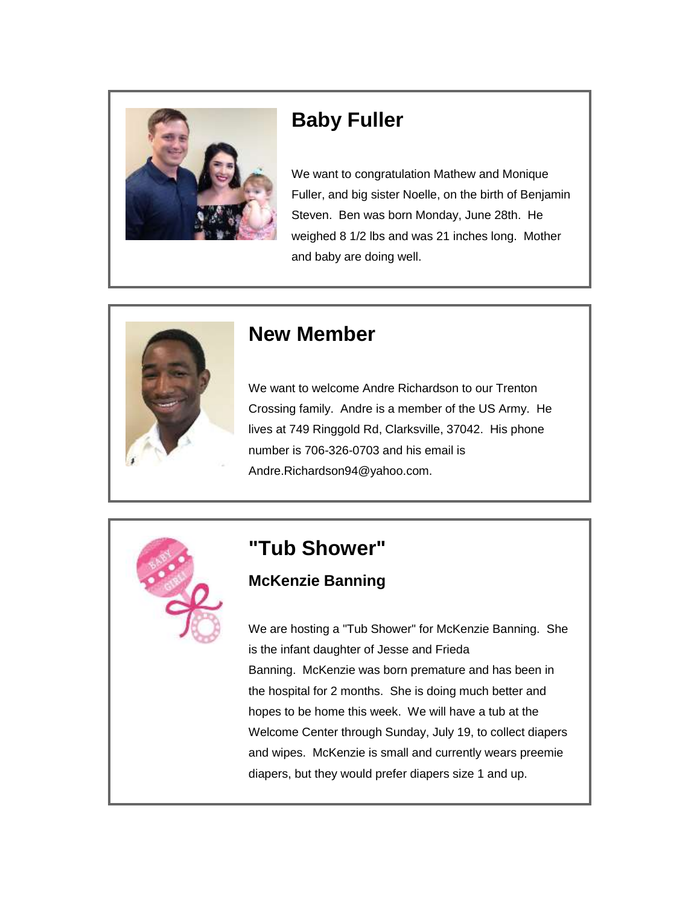## Baby Fuller

We want to congratulation Mathew and Monique Fuller, and big sister Noelle, on the birth of Benjamin Steven. Ben was born Monday, June 28th. He weighed 8 1/2 lbs and was 21 inches long. Mother and baby are doing well.

## New Member

We want to welcome Andre Richardson to our Trenton Crossing family. Andre is a member of the US Army. He lives at 749 Ringgold Rd, Clarksville, 37042. His phone number is 706-326-0703 and his email is Andre.Richardson94@yahoo.com.

## "Tub Shower"

### McKenzie Banning

We are hosting a "Tub Shower" for McKenzie Banning. She is the infant daughter of Jesse and Frieda Banning. McKenzie was born premature and has been in the hospital for 2 months. She is doing much better and hopes to be home this week. We will have a tub at the Welcome Center through Sunday, July 19, to collect diapers and wipes. McKenzie is small and currently wears preemie diapers, but they would prefer diapers size 1 and up.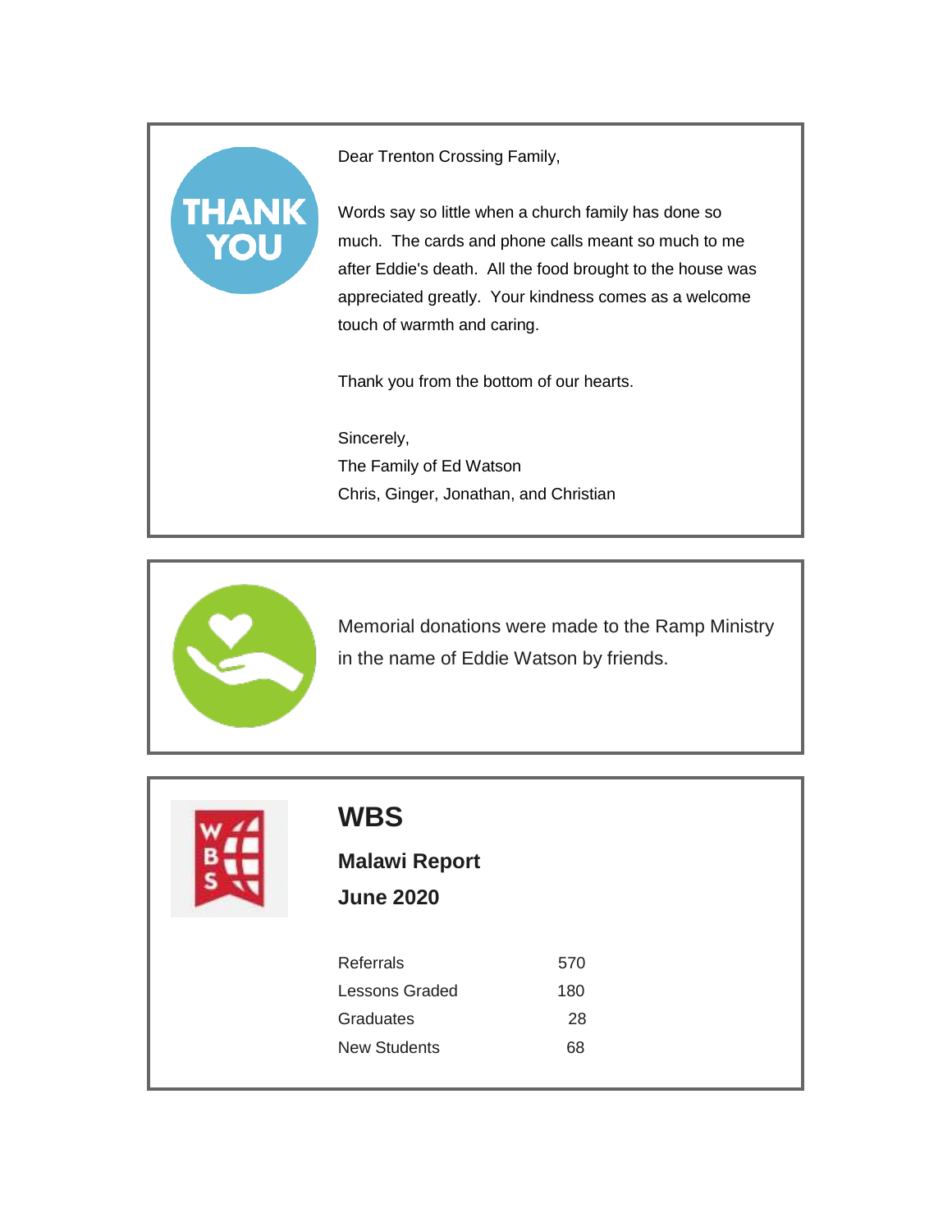THANK YOU

Dear Trenton Crossing Family,

Words say so little when a church family has done so much. The cards and phone calls meant so much to me after Eddie's death. All the food brought to the house was appreciated greatly. Your kindness comes as a welcome touch of warmth and caring.

Thank you from the bottom of our hearts.

Sincerely,
The Family of Ed Watson
Chris, Ginger, Jonathan, and Christian

Memorial donations were made to the Ramp Ministry in the name of Eddie Watson by friends.

# WBS

### Malawi Report

### June 2020

| | |
|---|---|
| Referrals | 570 |
| Lessons Graded | 180 |
| Graduates | 28 |
| New Students | 68 |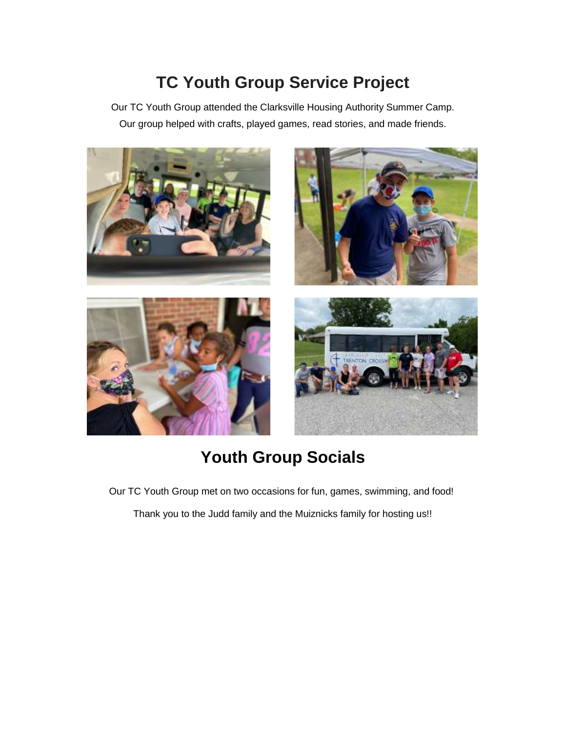# TC Youth Group Service Project

Our TC Youth Group attended the Clarksville Housing Authority Summer Camp. Our group helped with crafts, played games, read stories, and made friends.

# Youth Group Socials

Our TC Youth Group met on two occasions for fun, games, swimming, and food!

Thank you to the Judd family and the Muiznicks family for hosting us!!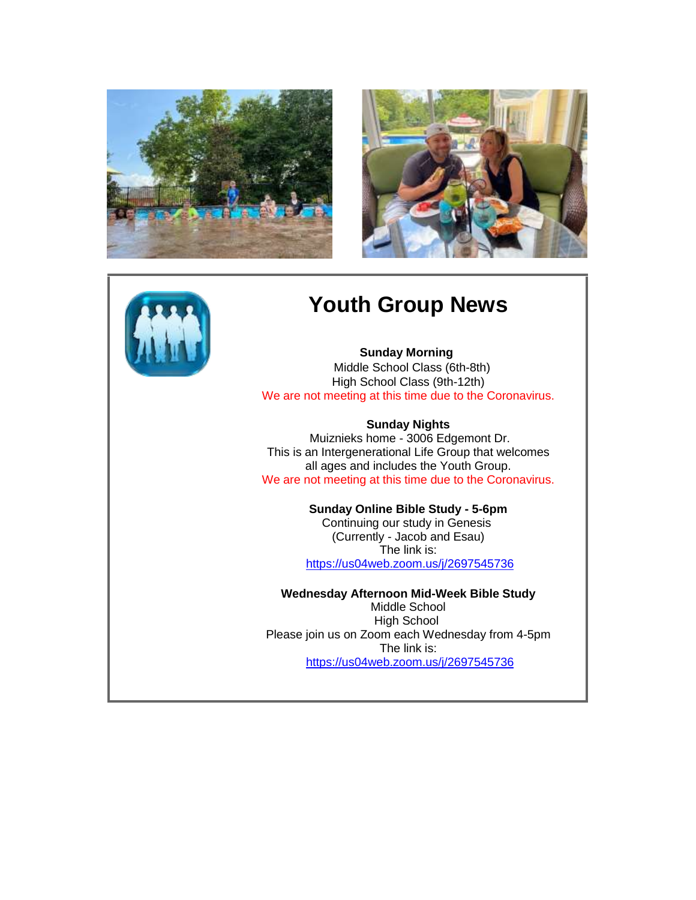# Youth Group News

**Sunday Morning**
Middle School Class (6th-8th)
High School Class (9th-12th)
We are not meeting at this time due to the Coronavirus.

**Sunday Nights**
Muiznieks home - 3006 Edgemont Dr.
This is an Intergenerational Life Group that welcomes all ages and includes the Youth Group.
We are not meeting at this time due to the Coronavirus.

**Sunday Online Bible Study - 5-6pm**
Continuing our study in Genesis
(Currently - Jacob and Esau)
The link is:
https://us04web.zoom.us/j/2697545736

**Wednesday Afternoon Mid-Week Bible Study**
Middle School
High School
Please join us on Zoom each Wednesday from 4-5pm
The link is:
https://us04web.zoom.us/j/2697545736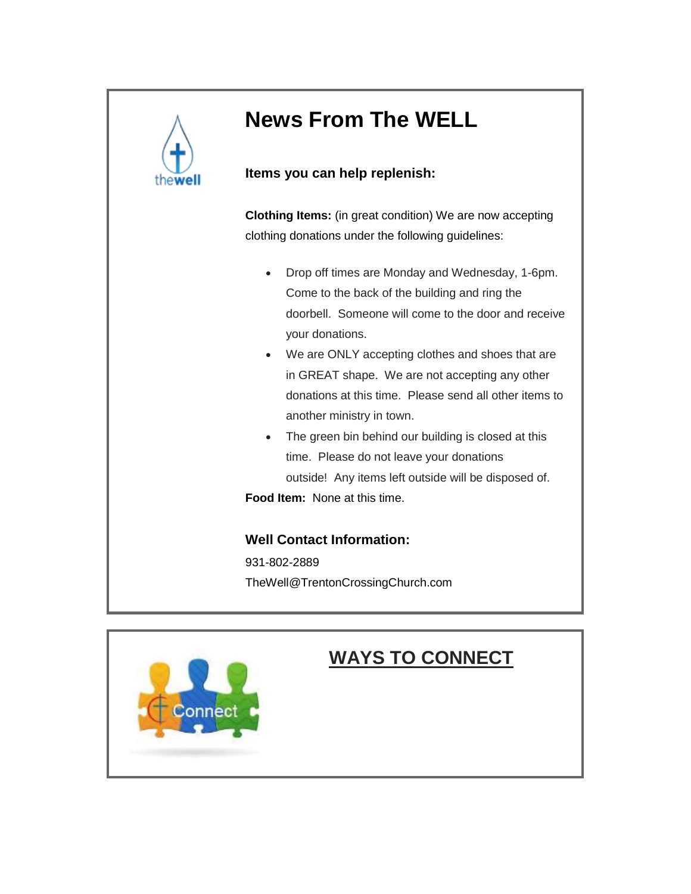# News From The WELL

### Items you can help replenish:

**Clothing Items:** (in great condition) We are now accepting clothing donations under the following guidelines:

- Drop off times are Monday and Wednesday, 1-6pm. Come to the back of the building and ring the doorbell. Someone will come to the door and receive your donations.
- We are ONLY accepting clothes and shoes that are in GREAT shape. We are not accepting any other donations at this time. Please send all other items to another ministry in town.
- The green bin behind our building is closed at this time. Please do not leave your donations outside! Any items left outside will be disposed of.

**Food Item:** None at this time.

### Well Contact Information:

931-802-2889

TheWell@TrentonCrossingChurch.com

# WAYS TO CONNECT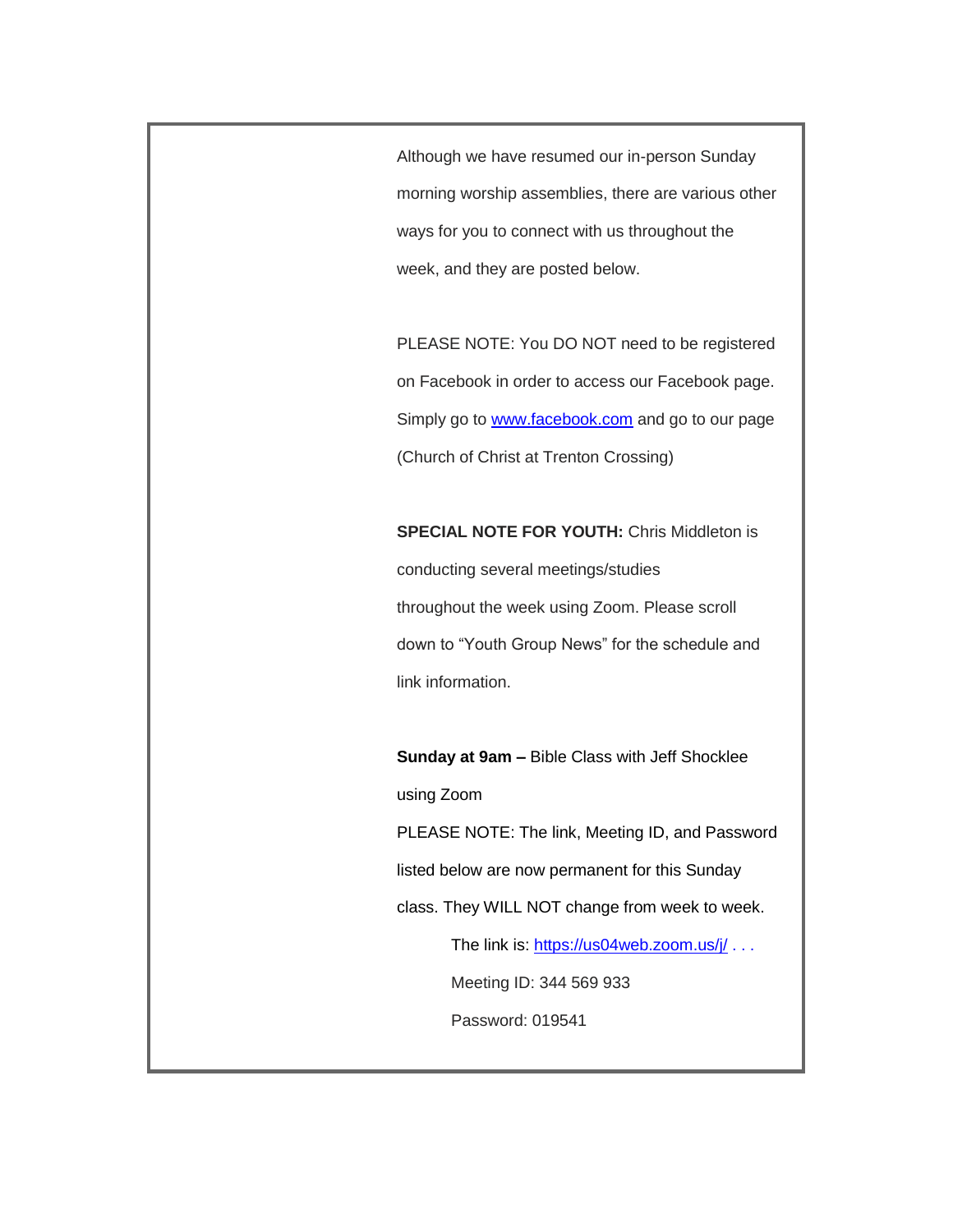Although we have resumed our in-person Sunday morning worship assemblies, there are various other ways for you to connect with us throughout the week, and they are posted below.

PLEASE NOTE: You DO NOT need to be registered on Facebook in order to access our Facebook page. Simply go to [www.facebook.com](http://www.facebook.com) and go to our page (Church of Christ at Trenton Crossing)

**SPECIAL NOTE FOR YOUTH:** Chris Middleton is conducting several meetings/studies throughout the week using Zoom. Please scroll down to "Youth Group News" for the schedule and link information.

**Sunday at 9am –** Bible Class with Jeff Shocklee using Zoom

PLEASE NOTE: The link, Meeting ID, and Password listed below are now permanent for this Sunday class. They WILL NOT change from week to week.

> The link is: [https://us04web.zoom.us/j/](https://us04web.zoom.us/j/) . . .
>
> Meeting ID: 344 569 933
>
> Password: 019541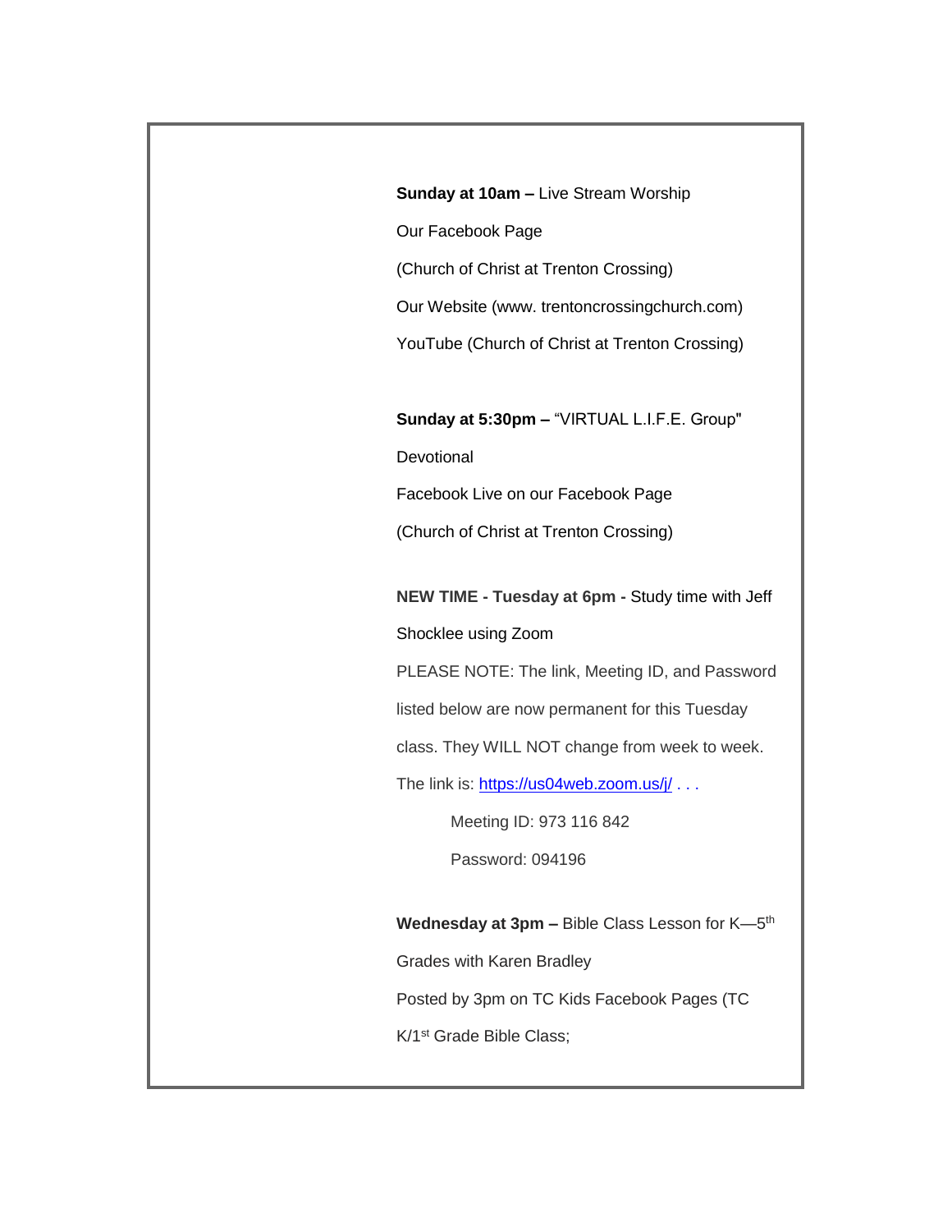**Sunday at 10am –** Live Stream Worship

Our Facebook Page

(Church of Christ at Trenton Crossing)

Our Website (www. trentoncrossingchurch.com)

YouTube (Church of Christ at Trenton Crossing)

**Sunday at 5:30pm –** “VIRTUAL L.I.F.E. Group"

Devotional

Facebook Live on our Facebook Page

(Church of Christ at Trenton Crossing)

**NEW TIME - Tuesday at 6pm -** Study time with Jeff Shocklee using Zoom

PLEASE NOTE: The link, Meeting ID, and Password listed below are now permanent for this Tuesday class. They WILL NOT change from week to week.

The link is: https://us04web.zoom.us/j/ . . .

Meeting ID: 973 116 842

Password: 094196

**Wednesday at 3pm –** Bible Class Lesson for K—5th Grades with Karen Bradley

Posted by 3pm on TC Kids Facebook Pages (TC K/1st Grade Bible Class;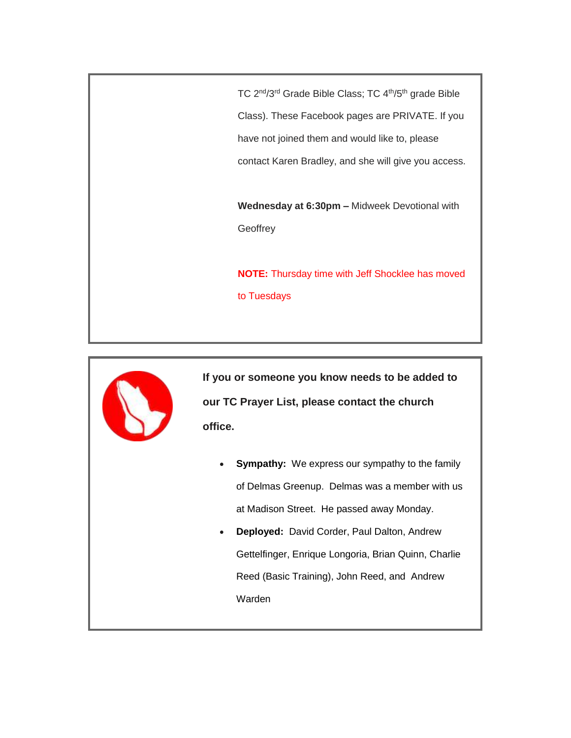TC 2nd/3rd Grade Bible Class; TC 4th/5th grade Bible Class). These Facebook pages are PRIVATE. If you have not joined them and would like to, please contact Karen Bradley, and she will give you access.

**Wednesday at 6:30pm –** Midweek Devotional with Geoffrey

**NOTE:** Thursday time with Jeff Shocklee has moved to Tuesdays

**If you or someone you know needs to be added to our TC Prayer List, please contact the church office.**

- **Sympathy:** We express our sympathy to the family of Delmas Greenup. Delmas was a member with us at Madison Street. He passed away Monday.
- **Deployed:** David Corder, Paul Dalton, Andrew Gettelfinger, Enrique Longoria, Brian Quinn, Charlie Reed (Basic Training), John Reed, and Andrew Warden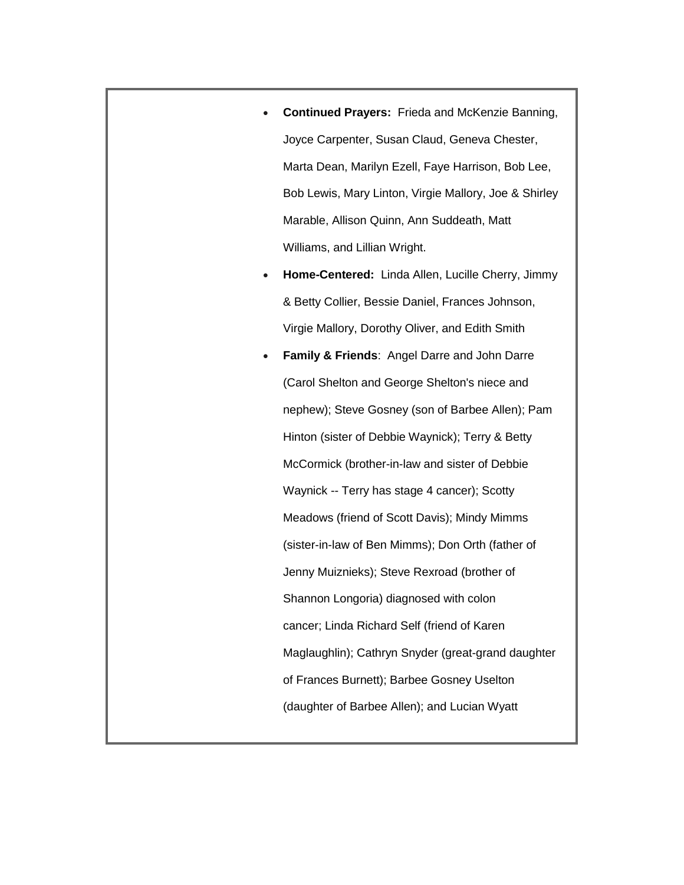- **Continued Prayers:** Frieda and McKenzie Banning, Joyce Carpenter, Susan Claud, Geneva Chester, Marta Dean, Marilyn Ezell, Faye Harrison, Bob Lee, Bob Lewis, Mary Linton, Virgie Mallory, Joe & Shirley Marable, Allison Quinn, Ann Suddeath, Matt Williams, and Lillian Wright.
- **Home-Centered:** Linda Allen, Lucille Cherry, Jimmy & Betty Collier, Bessie Daniel, Frances Johnson, Virgie Mallory, Dorothy Oliver, and Edith Smith
- **Family & Friends**: Angel Darre and John Darre (Carol Shelton and George Shelton's niece and nephew); Steve Gosney (son of Barbee Allen); Pam Hinton (sister of Debbie Waynick); Terry & Betty McCormick (brother-in-law and sister of Debbie Waynick -- Terry has stage 4 cancer); Scotty Meadows (friend of Scott Davis); Mindy Mimms (sister-in-law of Ben Mimms); Don Orth (father of Jenny Muiznieks); Steve Rexroad (brother of Shannon Longoria) diagnosed with colon cancer; Linda Richard Self (friend of Karen Maglaughlin); Cathryn Snyder (great-grand daughter of Frances Burnett); Barbee Gosney Uselton (daughter of Barbee Allen); and Lucian Wyatt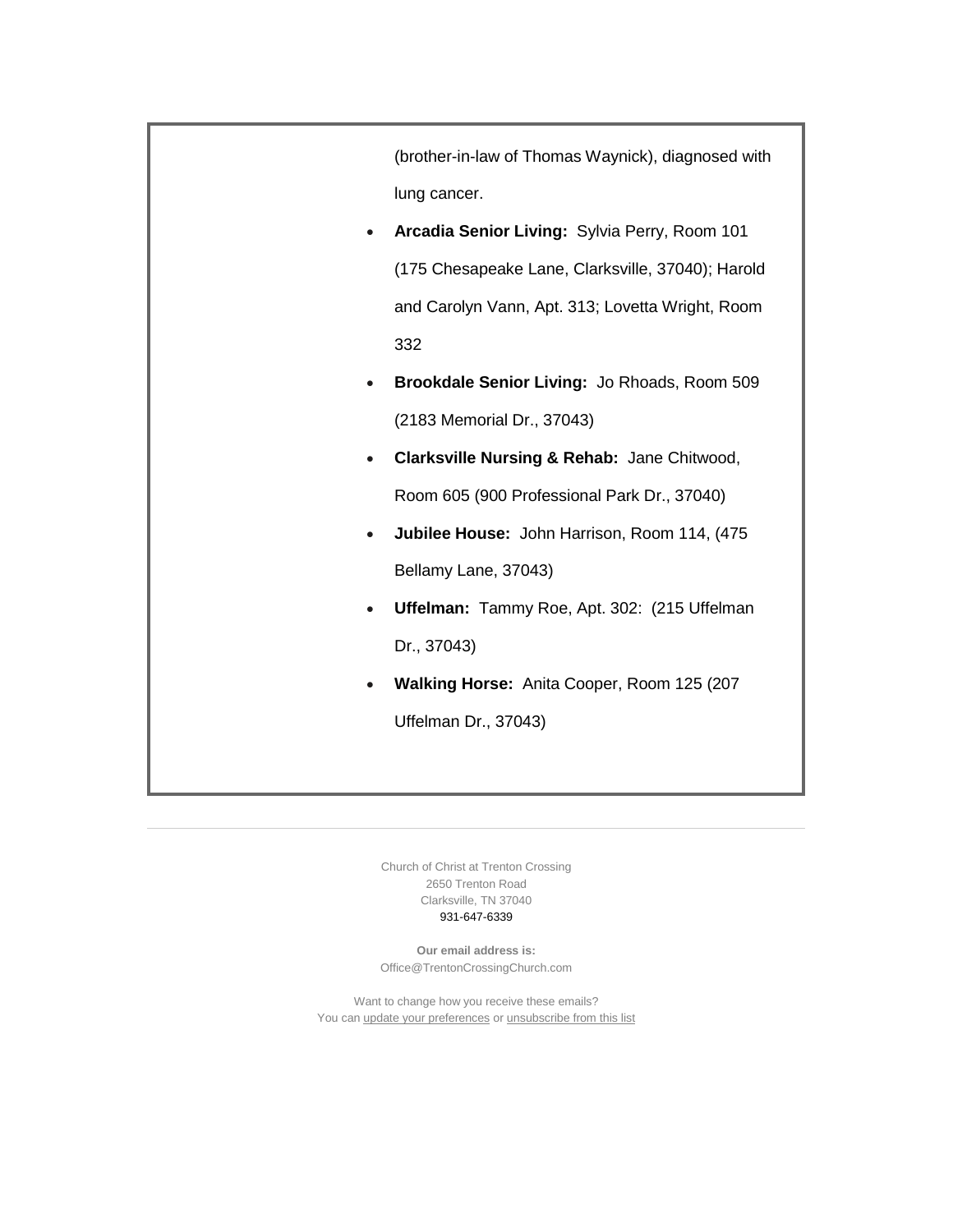(brother-in-law of Thomas Waynick), diagnosed with lung cancer.

- **Arcadia Senior Living:** Sylvia Perry, Room 101 (175 Chesapeake Lane, Clarksville, 37040); Harold and Carolyn Vann, Apt. 313; Lovetta Wright, Room 332
- **Brookdale Senior Living:** Jo Rhoads, Room 509 (2183 Memorial Dr., 37043)
- **Clarksville Nursing & Rehab:** Jane Chitwood, Room 605 (900 Professional Park Dr., 37040)
- **Jubilee House:** John Harrison, Room 114, (475 Bellamy Lane, 37043)
- **Uffelman:** Tammy Roe, Apt. 302: (215 Uffelman Dr., 37043)
- **Walking Horse:** Anita Cooper, Room 125 (207 Uffelman Dr., 37043)

---

Church of Christ at Trenton Crossing
2650 Trenton Road
Clarksville, TN 37040
931-647-6339

**Our email address is:**
Office@TrentonCrossingChurch.com

Want to change how you receive these emails?
You can update your preferences or unsubscribe from this list